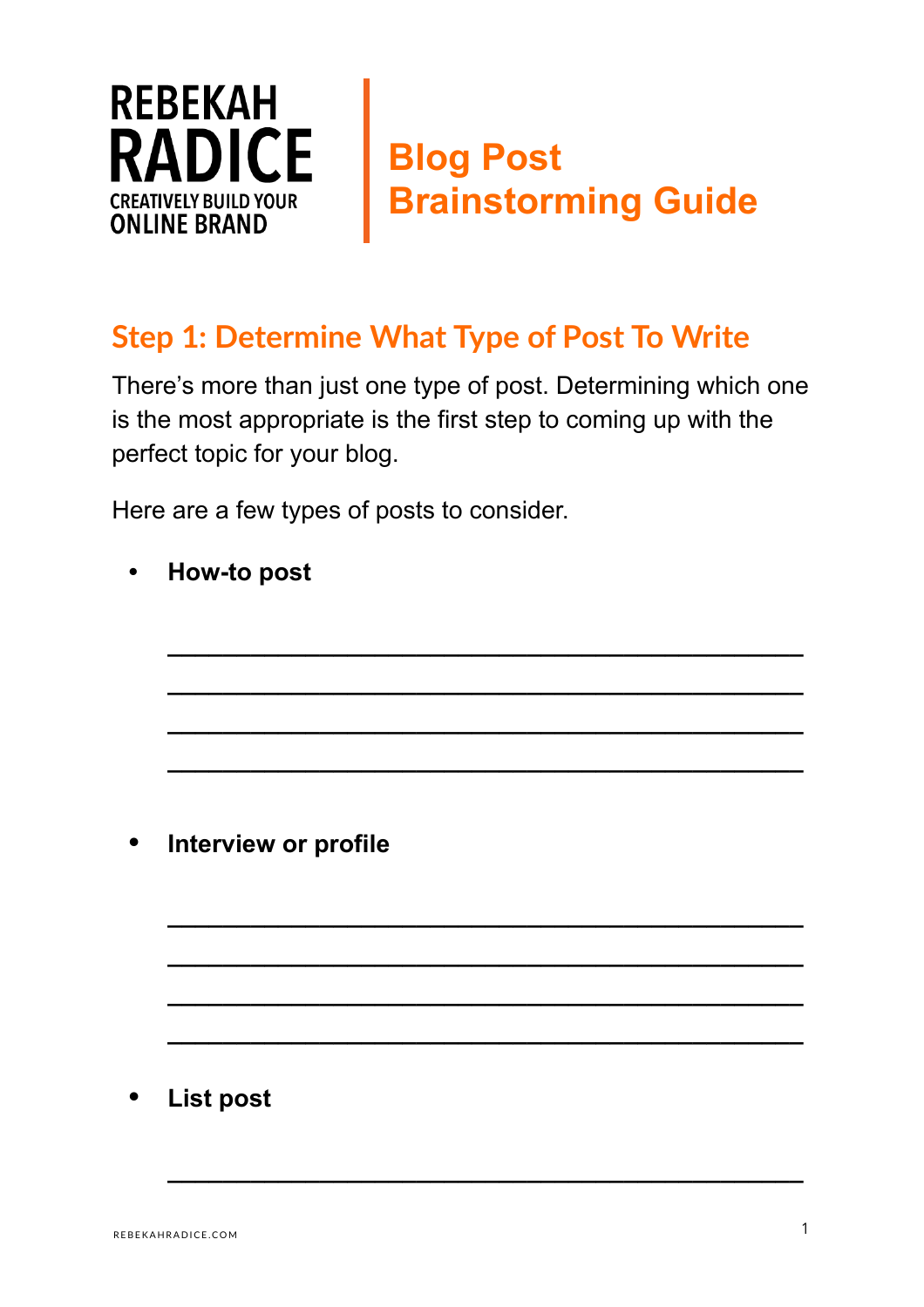REBEKAH RADICE
CREATIVELY BUILD YOUR ONLINE BRAND

# Blog Post Brainstorming Guide

## Step 1: Determine What Type of Post To Write

There's more than just one type of post. Determining which one is the most appropriate is the first step to coming up with the perfect topic for your blog.

Here are a few types of posts to consider.

- **How-to post**

  ________________________________________________

  ________________________________________________

  ________________________________________________

  ________________________________________________

- **Interview or profile**

  ________________________________________________

  ________________________________________________

  ________________________________________________

  ________________________________________________

- **List post**

  ________________________________________________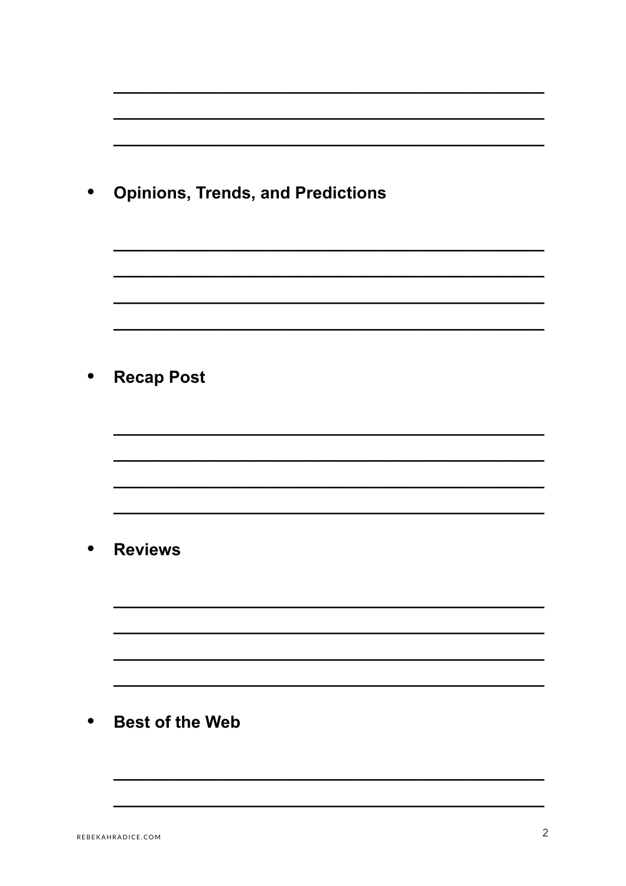- **Opinions, Trends, and Predictions**

- **Recap Post**

- **Reviews**

- **Best of the Web**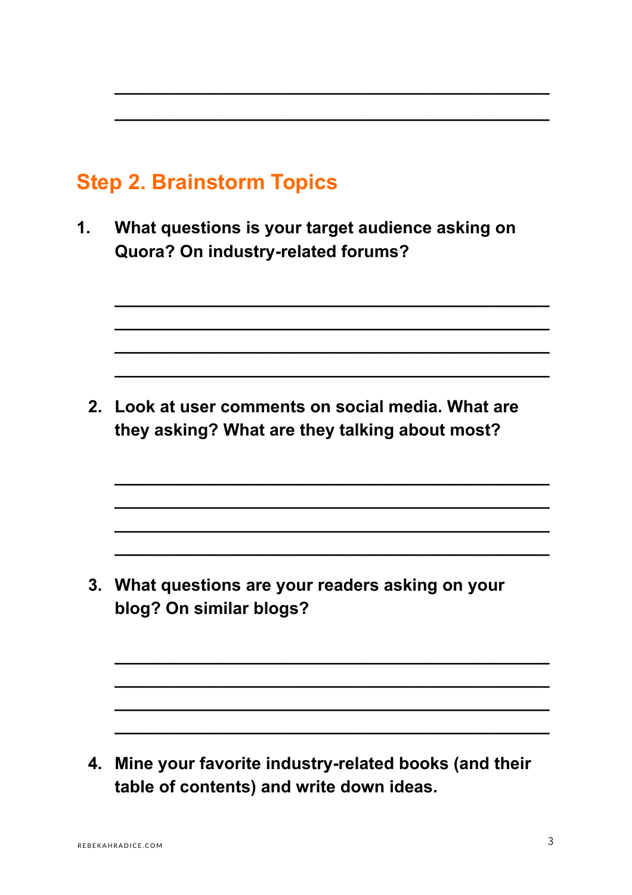______________________________________________

______________________________________________

## Step 2. Brainstorm Topics

1. **What questions is your target audience asking on Quora? On industry-related forums?**

______________________________________________

______________________________________________

______________________________________________

______________________________________________

2. **Look at user comments on social media. What are they asking? What are they talking about most?**

______________________________________________

______________________________________________

______________________________________________

______________________________________________

3. **What questions are your readers asking on your blog? On similar blogs?**

______________________________________________

______________________________________________

______________________________________________

______________________________________________

4. **Mine your favorite industry-related books (and their table of contents) and write down ideas.**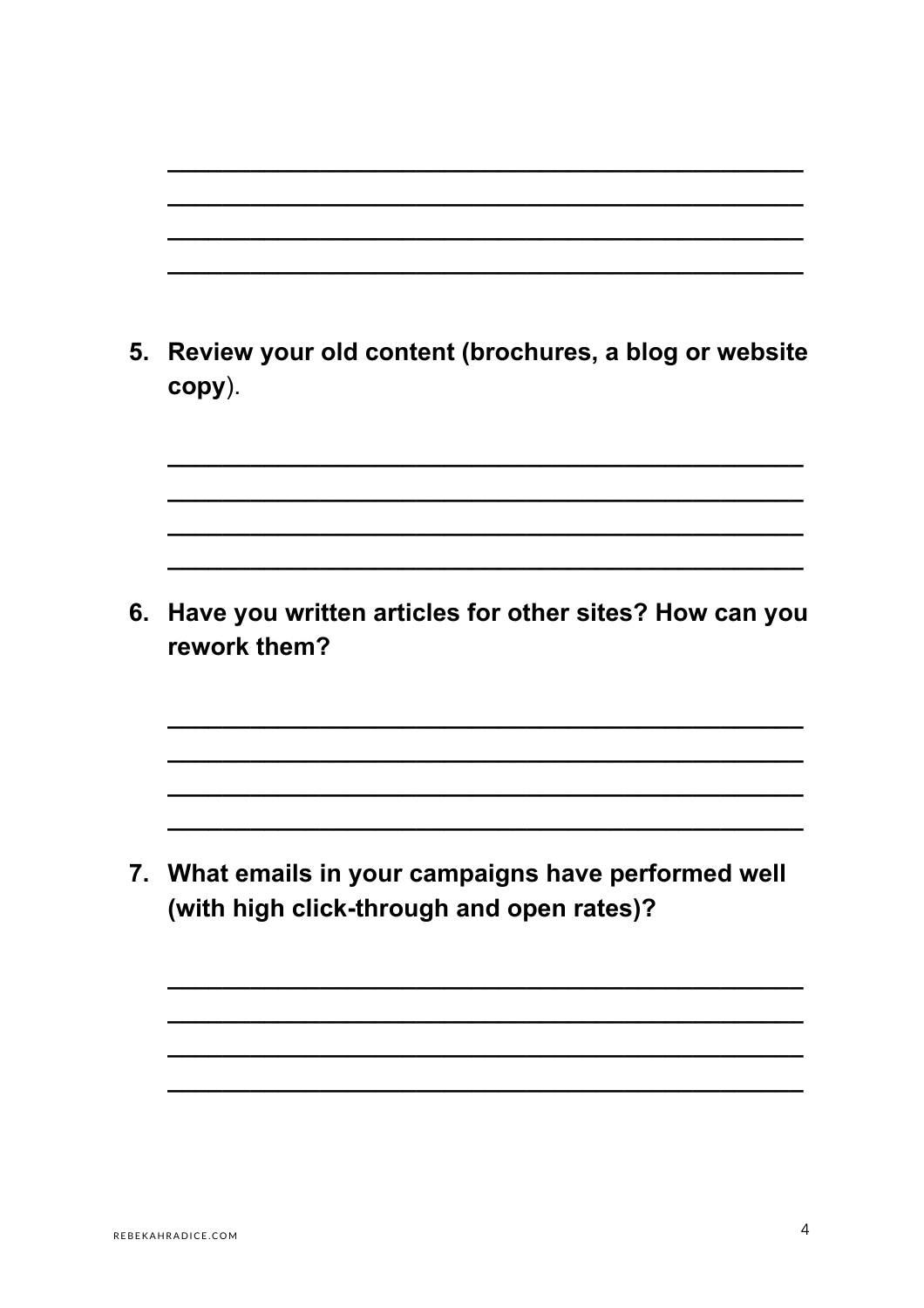\_\_\_\_\_\_\_\_\_\_\_\_\_\_\_\_\_\_\_\_\_\_\_\_\_\_\_\_\_\_\_\_\_\_\_\_\_\_\_\_\_\_\_\_\_\_\_\_\_\_\_\_\_\_\_\_\_\_\_\_\_\_\_\_\_\_\_\_\_\_\_\_\_\_\_\_\_\_\_\_\_\_\_\_\_\_\_\_\_\_\_\_\_\_\_\_\_\_\_\_\_\_\_\_\_\_\_\_\_\_\_\_\_\_\_\_\_\_\_\_\_\_\_\_\_\_\_\_\_\_\_\_\_\_\_\_\_\_\_\_\_\_\_\_\_\_\_\_\_\_\_\_\_\_\_\_\_\_\_\_\_\_\_\_\_\_\_\_\_\_\_\_\_\_\_\_\_\_\_\_\_\_\_\_\_\_\_\_\_\_\_\_\_\_\_\_\_\_\_\_\_\_\_\_\_\_\_\_\_\_\_\_\_\_\_\_\_\_\_\_\_\_\_\_\_\_\_\_\_\_\_\_\_\_\_\_\_\_\_\_\_\_\_\_\_

5. **Review your old content (brochures, a blog or website copy**).

\_\_\_\_\_\_\_\_\_\_\_\_\_\_\_\_\_\_\_\_\_\_\_\_\_\_\_\_\_\_\_\_\_\_\_\_\_\_\_\_\_\_\_\_\_\_\_\_\_\_\_\_\_\_\_\_\_\_\_\_\_\_\_\_\_\_\_\_\_\_\_\_\_\_\_\_\_\_\_\_\_\_\_\_\_\_\_\_\_\_\_\_\_\_\_\_\_\_\_\_\_\_\_\_\_\_\_\_\_\_\_\_\_\_\_\_\_\_\_\_\_\_\_\_\_\_\_\_\_\_\_\_\_\_\_\_\_\_\_\_\_\_\_\_\_\_\_\_\_\_\_\_\_\_\_\_\_\_\_\_\_\_\_\_\_\_\_\_\_\_\_\_\_\_\_\_\_\_\_\_\_\_\_\_\_\_\_\_\_\_\_\_\_\_\_\_\_\_\_\_\_\_\_\_\_\_\_\_\_\_\_\_\_\_\_\_\_\_\_\_\_\_\_\_\_\_\_\_\_\_\_\_\_\_\_\_\_\_\_\_\_\_\_\_\_\_

6. **Have you written articles for other sites? How can you rework them?**

\_\_\_\_\_\_\_\_\_\_\_\_\_\_\_\_\_\_\_\_\_\_\_\_\_\_\_\_\_\_\_\_\_\_\_\_\_\_\_\_\_\_\_\_\_\_\_\_\_\_\_\_\_\_\_\_\_\_\_\_\_\_\_\_\_\_\_\_\_\_\_\_\_\_\_\_\_\_\_\_\_\_\_\_\_\_\_\_\_\_\_\_\_\_\_\_\_\_\_\_\_\_\_\_\_\_\_\_\_\_\_\_\_\_\_\_\_\_\_\_\_\_\_\_\_\_\_\_\_\_\_\_\_\_\_\_\_\_\_\_\_\_\_\_\_\_\_\_\_\_\_\_\_\_\_\_\_\_\_\_\_\_\_\_\_\_\_\_\_\_\_\_\_\_\_\_\_\_\_\_\_\_\_\_\_\_\_\_\_\_\_\_\_\_\_\_\_\_\_\_\_\_\_\_\_\_\_\_\_\_\_\_\_\_\_\_\_\_\_\_\_\_\_\_\_\_\_\_\_\_\_\_\_\_\_\_\_\_\_\_\_\_\_\_\_\_

7. **What emails in your campaigns have performed well (with high click-through and open rates)?**

\_\_\_\_\_\_\_\_\_\_\_\_\_\_\_\_\_\_\_\_\_\_\_\_\_\_\_\_\_\_\_\_\_\_\_\_\_\_\_\_\_\_\_\_\_\_\_\_\_\_\_\_\_\_\_\_\_\_\_\_\_\_\_\_\_\_\_\_\_\_\_\_\_\_\_\_\_\_\_\_\_\_\_\_\_\_\_\_\_\_\_\_\_\_\_\_\_\_\_\_\_\_\_\_\_\_\_\_\_\_\_\_\_\_\_\_\_\_\_\_\_\_\_\_\_\_\_\_\_\_\_\_\_\_\_\_\_\_\_\_\_\_\_\_\_\_\_\_\_\_\_\_\_\_\_\_\_\_\_\_\_\_\_\_\_\_\_\_\_\_\_\_\_\_\_\_\_\_\_\_\_\_\_\_\_\_\_\_\_\_\_\_\_\_\_\_\_\_\_\_\_\_\_\_\_\_\_\_\_\_\_\_\_\_\_\_\_\_\_\_\_\_\_\_\_\_\_\_\_\_\_\_\_\_\_\_\_\_\_\_\_\_\_\_\_\_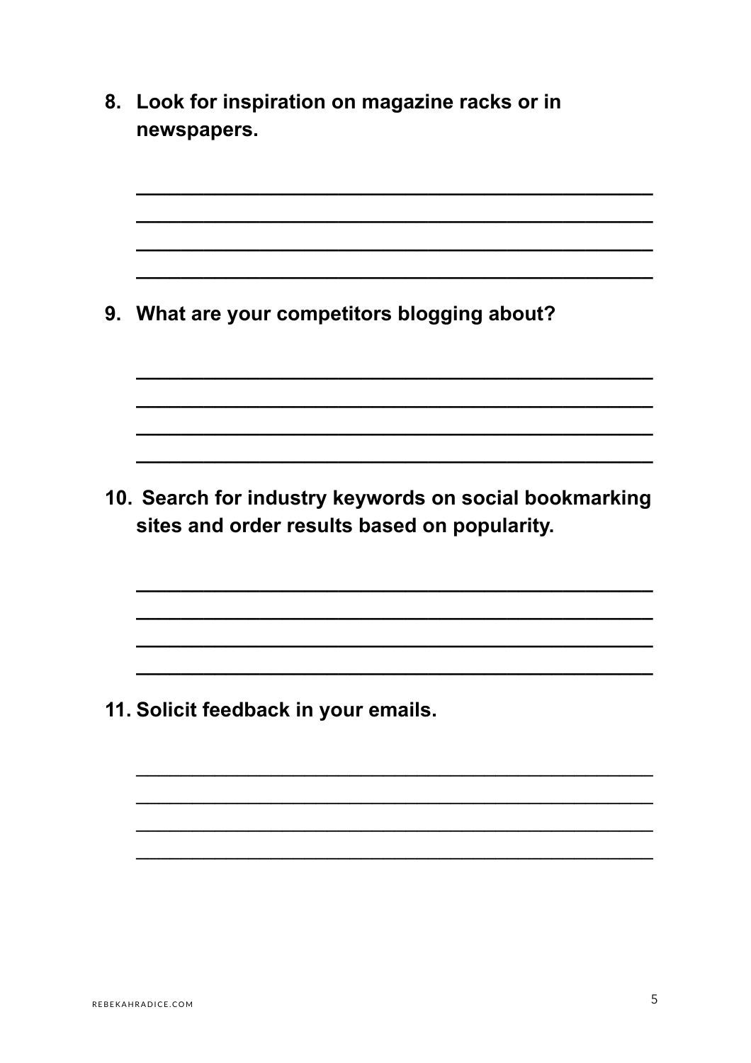8. **Look for inspiration on magazine racks or in newspapers.**

______________________________________________
______________________________________________
______________________________________________
______________________________________________

9. **What are your competitors blogging about?**

______________________________________________
______________________________________________
______________________________________________
______________________________________________

10. **Search for industry keywords on social bookmarking sites and order results based on popularity.**

______________________________________________
______________________________________________
______________________________________________
______________________________________________

11. **Solicit feedback in your emails.**

______________________________________________
______________________________________________
______________________________________________
______________________________________________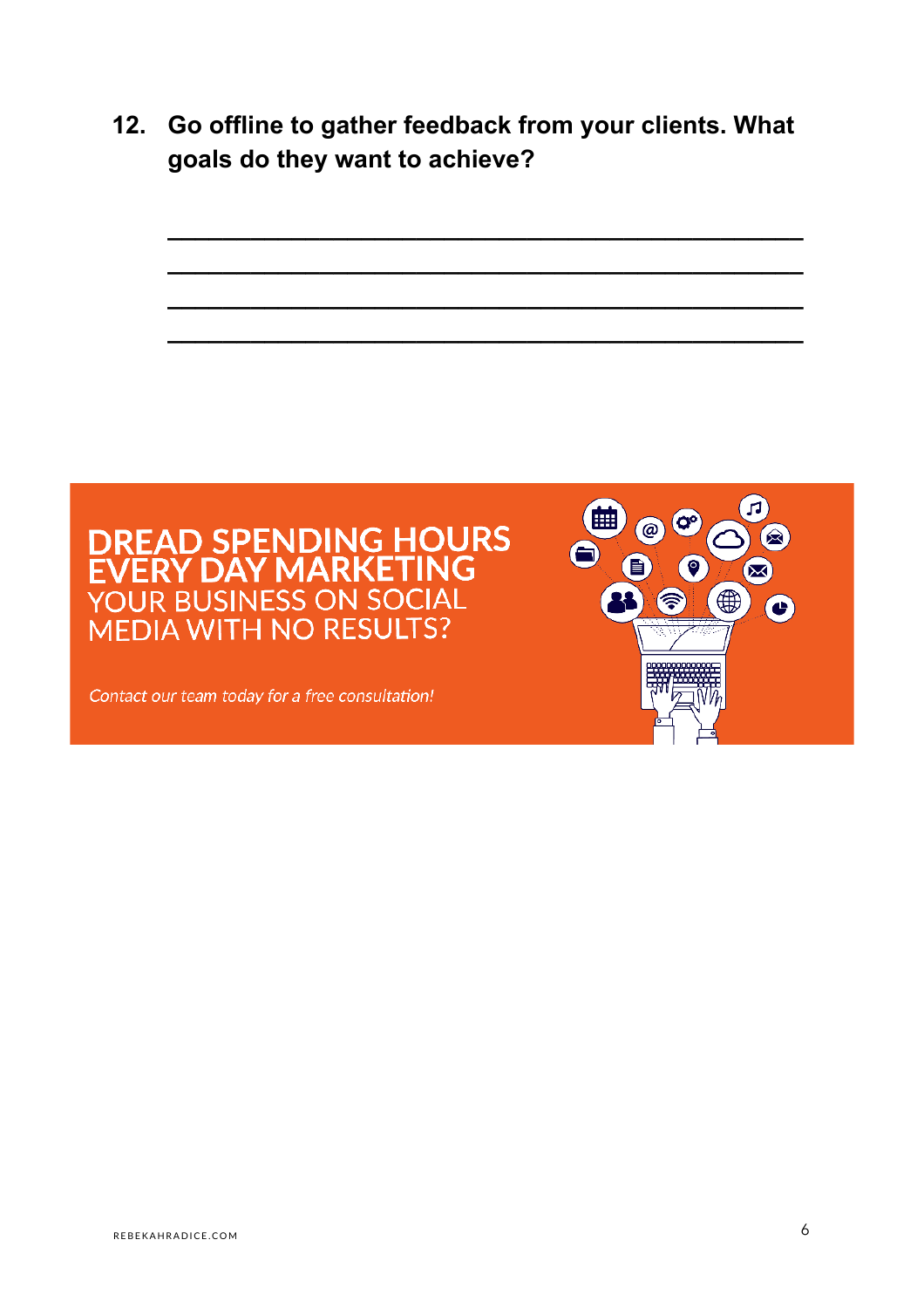**12. Go offline to gather feedback from your clients. What goals do they want to achieve?**

\_\_\_\_\_\_\_\_\_\_\_\_\_\_\_\_\_\_\_\_\_\_\_\_\_\_\_\_\_\_\_\_\_\_\_\_\_\_\_\_\_\_\_\_

\_\_\_\_\_\_\_\_\_\_\_\_\_\_\_\_\_\_\_\_\_\_\_\_\_\_\_\_\_\_\_\_\_\_\_\_\_\_\_\_\_\_\_\_

\_\_\_\_\_\_\_\_\_\_\_\_\_\_\_\_\_\_\_\_\_\_\_\_\_\_\_\_\_\_\_\_\_\_\_\_\_\_\_\_\_\_\_\_

\_\_\_\_\_\_\_\_\_\_\_\_\_\_\_\_\_\_\_\_\_\_\_\_\_\_\_\_\_\_\_\_\_\_\_\_\_\_\_\_\_\_\_\_

**DREAD SPENDING HOURS EVERY DAY MARKETING** YOUR BUSINESS ON SOCIAL MEDIA WITH NO RESULTS?

*Contact our team today for a free consultation!*